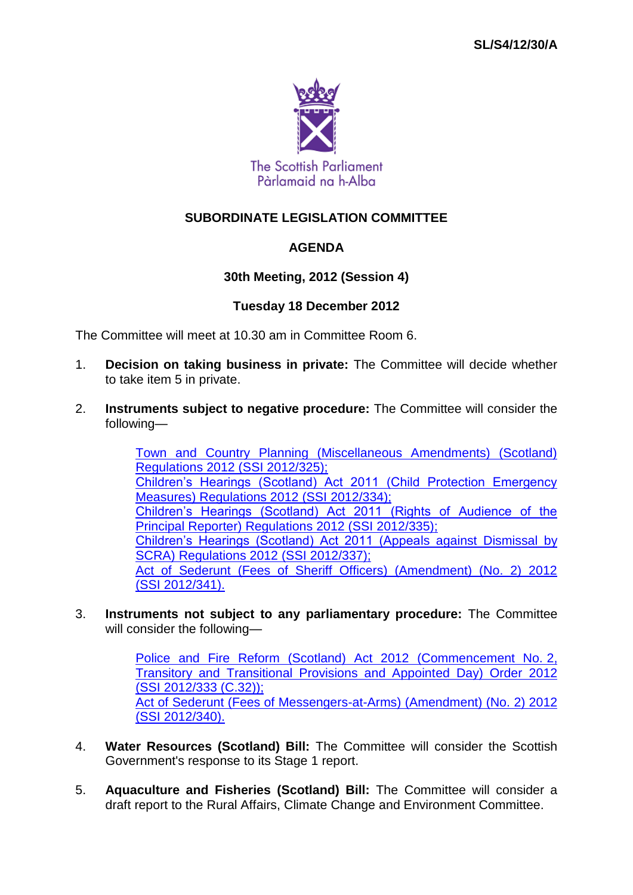SL/S4/12/30/A

The Scottish Parliament
Pàrlamaid na h-Alba

# SUBORDINATE LEGISLATION COMMITTEE

## AGENDA

### 30th Meeting, 2012 (Session 4)

### Tuesday 18 December 2012

The Committee will meet at 10.30 am in Committee Room 6.

1. **Decision on taking business in private:** The Committee will decide whether to take item 5 in private.

2. **Instruments subject to negative procedure:** The Committee will consider the following—

   Town and Country Planning (Miscellaneous Amendments) (Scotland) Regulations 2012 (SSI 2012/325);
   Children's Hearings (Scotland) Act 2011 (Child Protection Emergency Measures) Regulations 2012 (SSI 2012/334);
   Children's Hearings (Scotland) Act 2011 (Rights of Audience of the Principal Reporter) Regulations 2012 (SSI 2012/335);
   Children's Hearings (Scotland) Act 2011 (Appeals against Dismissal by SCRA) Regulations 2012 (SSI 2012/337);
   Act of Sederunt (Fees of Sheriff Officers) (Amendment) (No. 2) 2012 (SSI 2012/341).

3. **Instruments not subject to any parliamentary procedure:** The Committee will consider the following—

   Police and Fire Reform (Scotland) Act 2012 (Commencement No. 2, Transitory and Transitional Provisions and Appointed Day) Order 2012 (SSI 2012/333 (C.32));
   Act of Sederunt (Fees of Messengers-at-Arms) (Amendment) (No. 2) 2012 (SSI 2012/340).

4. **Water Resources (Scotland) Bill:** The Committee will consider the Scottish Government's response to its Stage 1 report.

5. **Aquaculture and Fisheries (Scotland) Bill:** The Committee will consider a draft report to the Rural Affairs, Climate Change and Environment Committee.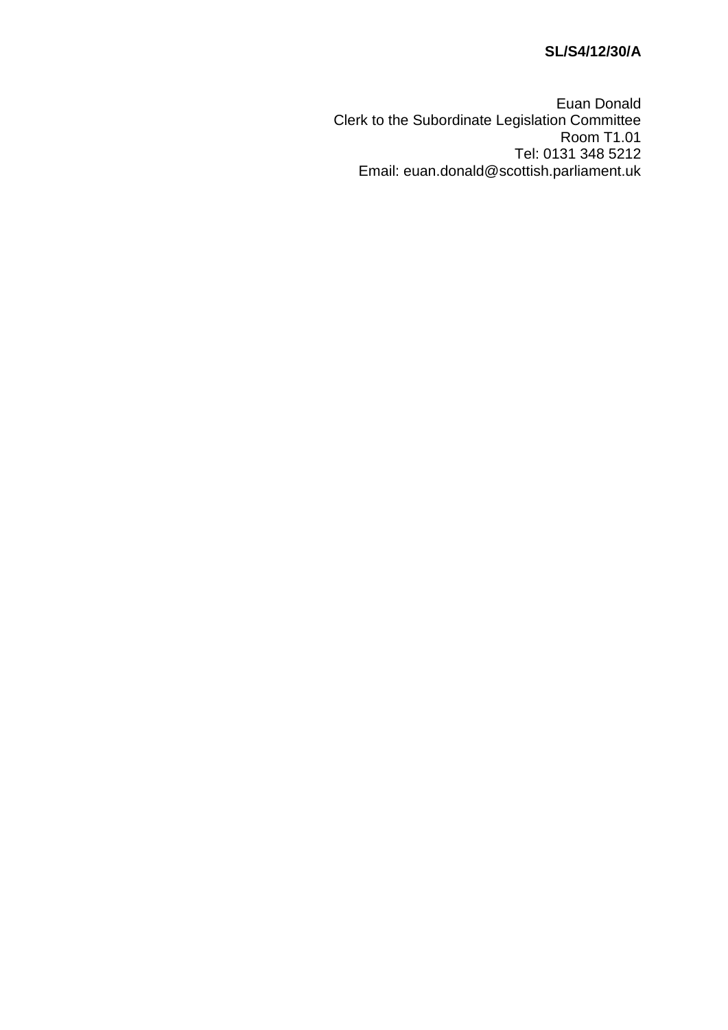**SL/S4/12/30/A**

Euan Donald
Clerk to the Subordinate Legislation Committee
Room T1.01
Tel: 0131 348 5212
Email: euan.donald@scottish.parliament.uk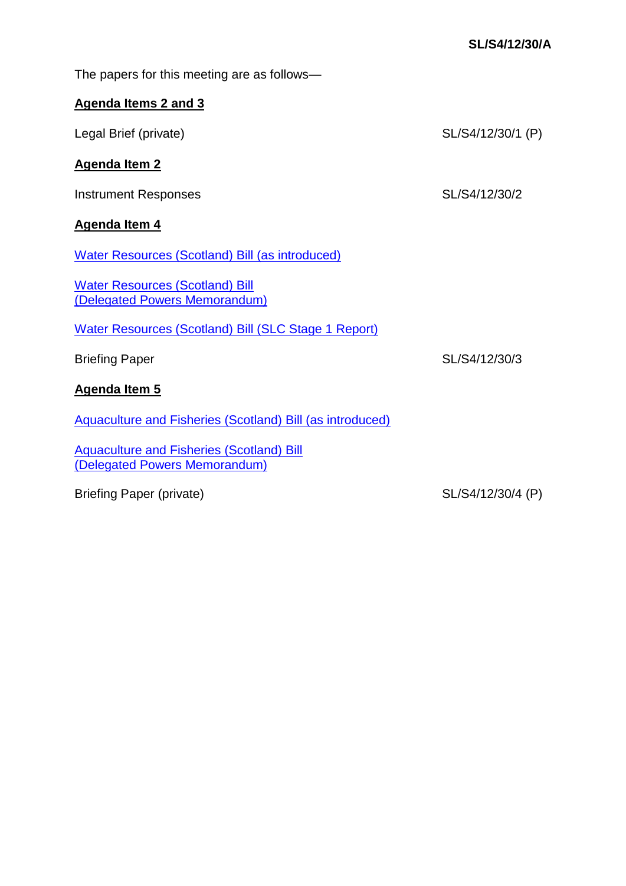**SL/S4/12/30/A**

The papers for this meeting are as follows—

**Agenda Items 2 and 3**

| | |
|---|---|
| Legal Brief (private) | SL/S4/12/30/1 (P) |

**Agenda Item 2**

| | |
|---|---|
| Instrument Responses | SL/S4/12/30/2 |

**Agenda Item 4**

Water Resources (Scotland) Bill (as introduced)

Water Resources (Scotland) Bill
(Delegated Powers Memorandum)

Water Resources (Scotland) Bill (SLC Stage 1 Report)

| | |
|---|---|
| Briefing Paper | SL/S4/12/30/3 |

**Agenda Item 5**

Aquaculture and Fisheries (Scotland) Bill (as introduced)

Aquaculture and Fisheries (Scotland) Bill
(Delegated Powers Memorandum)

| | |
|---|---|
| Briefing Paper (private) | SL/S4/12/30/4 (P) |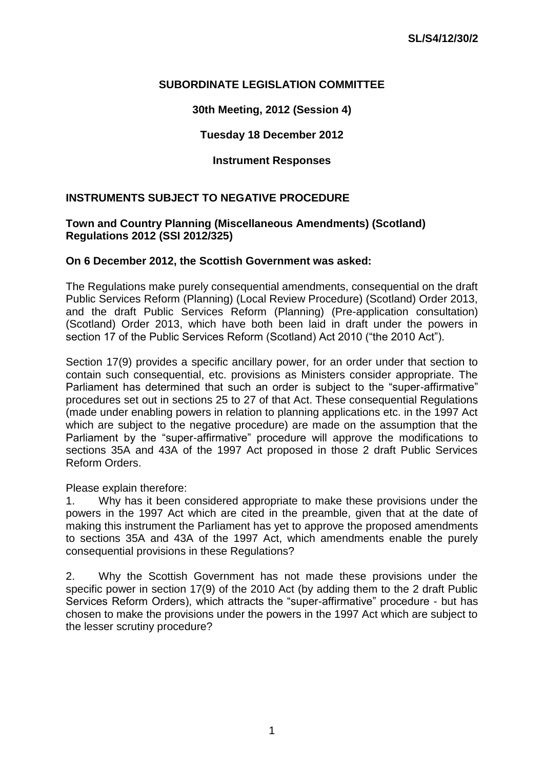**SL/S4/12/30/2**

## SUBORDINATE LEGISLATION COMMITTEE

### 30th Meeting, 2012 (Session 4)

### Tuesday 18 December 2012

### Instrument Responses

## INSTRUMENTS SUBJECT TO NEGATIVE PROCEDURE

### Town and Country Planning (Miscellaneous Amendments) (Scotland) Regulations 2012 (SSI 2012/325)

**On 6 December 2012, the Scottish Government was asked:**

The Regulations make purely consequential amendments, consequential on the draft Public Services Reform (Planning) (Local Review Procedure) (Scotland) Order 2013, and the draft Public Services Reform (Planning) (Pre-application consultation) (Scotland) Order 2013, which have both been laid in draft under the powers in section 17 of the Public Services Reform (Scotland) Act 2010 ("the 2010 Act").

Section 17(9) provides a specific ancillary power, for an order under that section to contain such consequential, etc. provisions as Ministers consider appropriate. The Parliament has determined that such an order is subject to the "super-affirmative" procedures set out in sections 25 to 27 of that Act. These consequential Regulations (made under enabling powers in relation to planning applications etc. in the 1997 Act which are subject to the negative procedure) are made on the assumption that the Parliament by the "super-affirmative" procedure will approve the modifications to sections 35A and 43A of the 1997 Act proposed in those 2 draft Public Services Reform Orders.

Please explain therefore:

1. Why has it been considered appropriate to make these provisions under the powers in the 1997 Act which are cited in the preamble, given that at the date of making this instrument the Parliament has yet to approve the proposed amendments to sections 35A and 43A of the 1997 Act, which amendments enable the purely consequential provisions in these Regulations?

2. Why the Scottish Government has not made these provisions under the specific power in section 17(9) of the 2010 Act (by adding them to the 2 draft Public Services Reform Orders), which attracts the "super-affirmative" procedure - but has chosen to make the provisions under the powers in the 1997 Act which are subject to the lesser scrutiny procedure?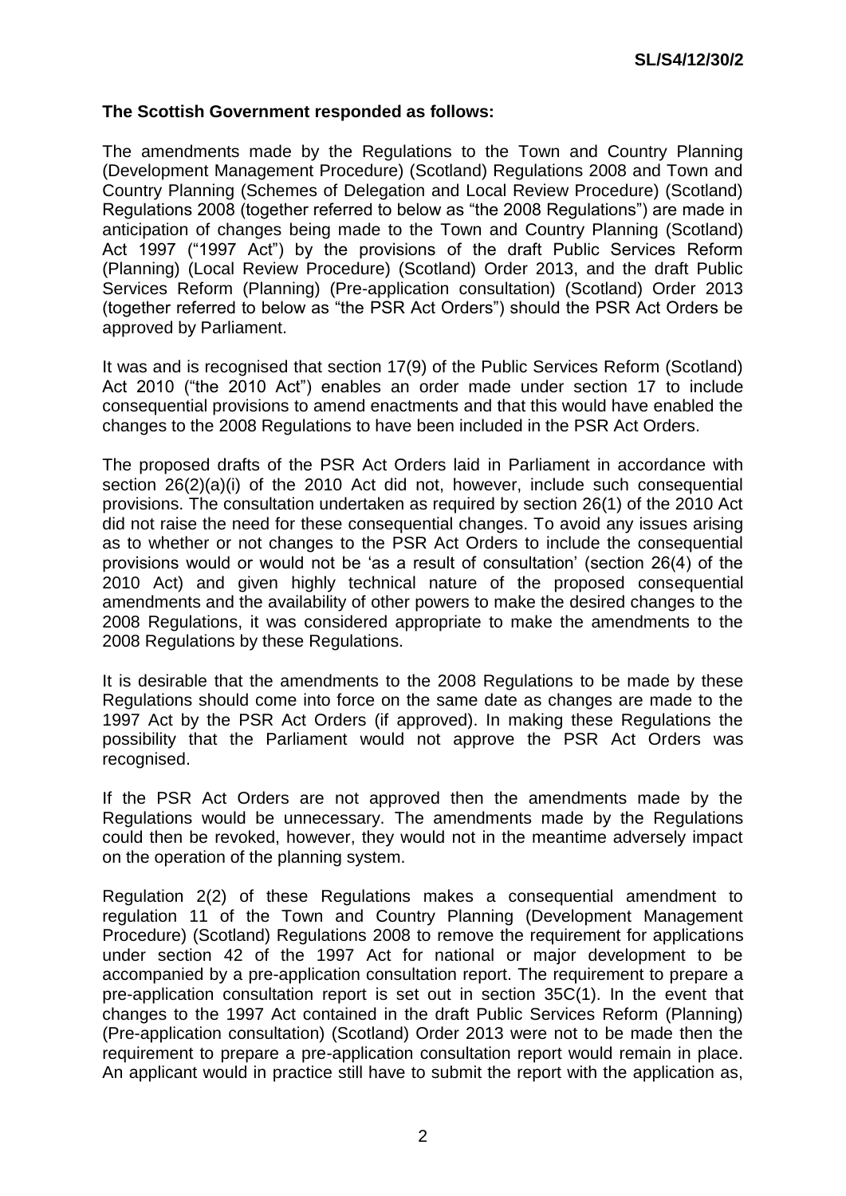**The Scottish Government responded as follows:**

The amendments made by the Regulations to the Town and Country Planning (Development Management Procedure) (Scotland) Regulations 2008 and Town and Country Planning (Schemes of Delegation and Local Review Procedure) (Scotland) Regulations 2008 (together referred to below as "the 2008 Regulations") are made in anticipation of changes being made to the Town and Country Planning (Scotland) Act 1997 ("1997 Act") by the provisions of the draft Public Services Reform (Planning) (Local Review Procedure) (Scotland) Order 2013, and the draft Public Services Reform (Planning) (Pre-application consultation) (Scotland) Order 2013 (together referred to below as "the PSR Act Orders") should the PSR Act Orders be approved by Parliament.

It was and is recognised that section 17(9) of the Public Services Reform (Scotland) Act 2010 ("the 2010 Act") enables an order made under section 17 to include consequential provisions to amend enactments and that this would have enabled the changes to the 2008 Regulations to have been included in the PSR Act Orders.

The proposed drafts of the PSR Act Orders laid in Parliament in accordance with section 26(2)(a)(i) of the 2010 Act did not, however, include such consequential provisions. The consultation undertaken as required by section 26(1) of the 2010 Act did not raise the need for these consequential changes. To avoid any issues arising as to whether or not changes to the PSR Act Orders to include the consequential provisions would or would not be 'as a result of consultation' (section 26(4) of the 2010 Act) and given highly technical nature of the proposed consequential amendments and the availability of other powers to make the desired changes to the 2008 Regulations, it was considered appropriate to make the amendments to the 2008 Regulations by these Regulations.

It is desirable that the amendments to the 2008 Regulations to be made by these Regulations should come into force on the same date as changes are made to the 1997 Act by the PSR Act Orders (if approved). In making these Regulations the possibility that the Parliament would not approve the PSR Act Orders was recognised.

If the PSR Act Orders are not approved then the amendments made by the Regulations would be unnecessary. The amendments made by the Regulations could then be revoked, however, they would not in the meantime adversely impact on the operation of the planning system.

Regulation 2(2) of these Regulations makes a consequential amendment to regulation 11 of the Town and Country Planning (Development Management Procedure) (Scotland) Regulations 2008 to remove the requirement for applications under section 42 of the 1997 Act for national or major development to be accompanied by a pre-application consultation report. The requirement to prepare a pre-application consultation report is set out in section 35C(1). In the event that changes to the 1997 Act contained in the draft Public Services Reform (Planning) (Pre-application consultation) (Scotland) Order 2013 were not to be made then the requirement to prepare a pre-application consultation report would remain in place. An applicant would in practice still have to submit the report with the application as,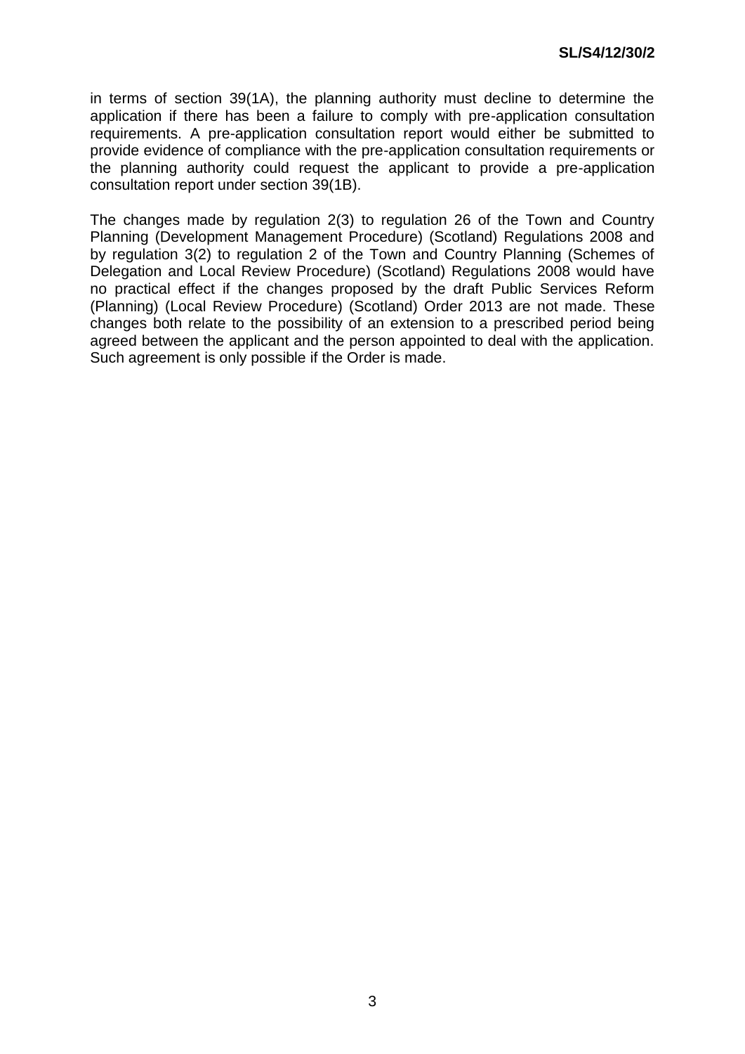in terms of section 39(1A), the planning authority must decline to determine the application if there has been a failure to comply with pre-application consultation requirements. A pre-application consultation report would either be submitted to provide evidence of compliance with the pre-application consultation requirements or the planning authority could request the applicant to provide a pre-application consultation report under section 39(1B).

The changes made by regulation 2(3) to regulation 26 of the Town and Country Planning (Development Management Procedure) (Scotland) Regulations 2008 and by regulation 3(2) to regulation 2 of the Town and Country Planning (Schemes of Delegation and Local Review Procedure) (Scotland) Regulations 2008 would have no practical effect if the changes proposed by the draft Public Services Reform (Planning) (Local Review Procedure) (Scotland) Order 2013 are not made. These changes both relate to the possibility of an extension to a prescribed period being agreed between the applicant and the person appointed to deal with the application. Such agreement is only possible if the Order is made.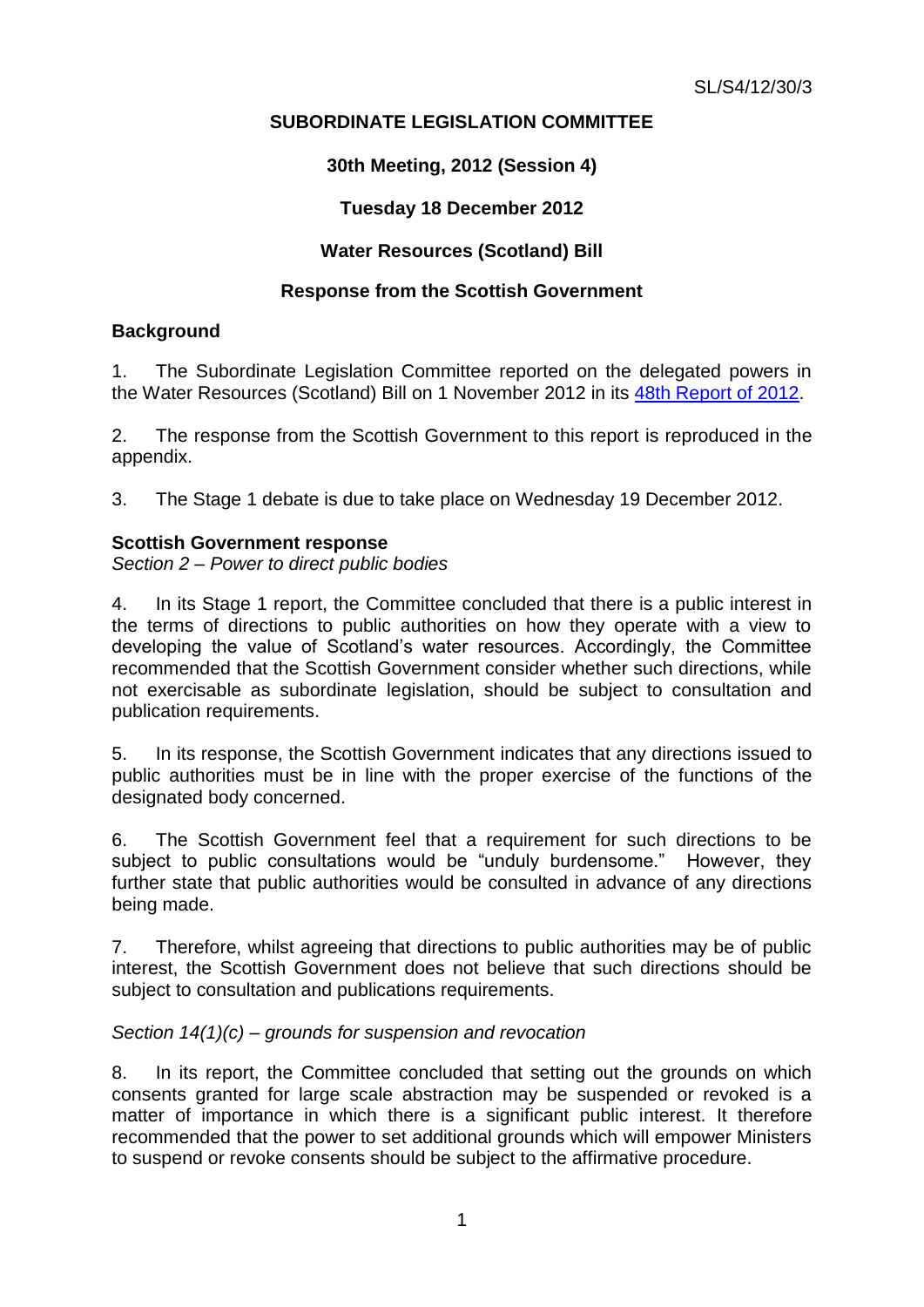SL/S4/12/30/3

**SUBORDINATE LEGISLATION COMMITTEE**

**30th Meeting, 2012 (Session 4)**

**Tuesday 18 December 2012**

**Water Resources (Scotland) Bill**

**Response from the Scottish Government**

## Background

1. The Subordinate Legislation Committee reported on the delegated powers in the Water Resources (Scotland) Bill on 1 November 2012 in its 48th Report of 2012.

2. The response from the Scottish Government to this report is reproduced in the appendix.

3. The Stage 1 debate is due to take place on Wednesday 19 December 2012.

## Scottish Government response

*Section 2 – Power to direct public bodies*

4. In its Stage 1 report, the Committee concluded that there is a public interest in the terms of directions to public authorities on how they operate with a view to developing the value of Scotland's water resources. Accordingly, the Committee recommended that the Scottish Government consider whether such directions, while not exercisable as subordinate legislation, should be subject to consultation and publication requirements.

5. In its response, the Scottish Government indicates that any directions issued to public authorities must be in line with the proper exercise of the functions of the designated body concerned.

6. The Scottish Government feel that a requirement for such directions to be subject to public consultations would be "unduly burdensome." However, they further state that public authorities would be consulted in advance of any directions being made.

7. Therefore, whilst agreeing that directions to public authorities may be of public interest, the Scottish Government does not believe that such directions should be subject to consultation and publications requirements.

*Section 14(1)(c) – grounds for suspension and revocation*

8. In its report, the Committee concluded that setting out the grounds on which consents granted for large scale abstraction may be suspended or revoked is a matter of importance in which there is a significant public interest. It therefore recommended that the power to set additional grounds which will empower Ministers to suspend or revoke consents should be subject to the affirmative procedure.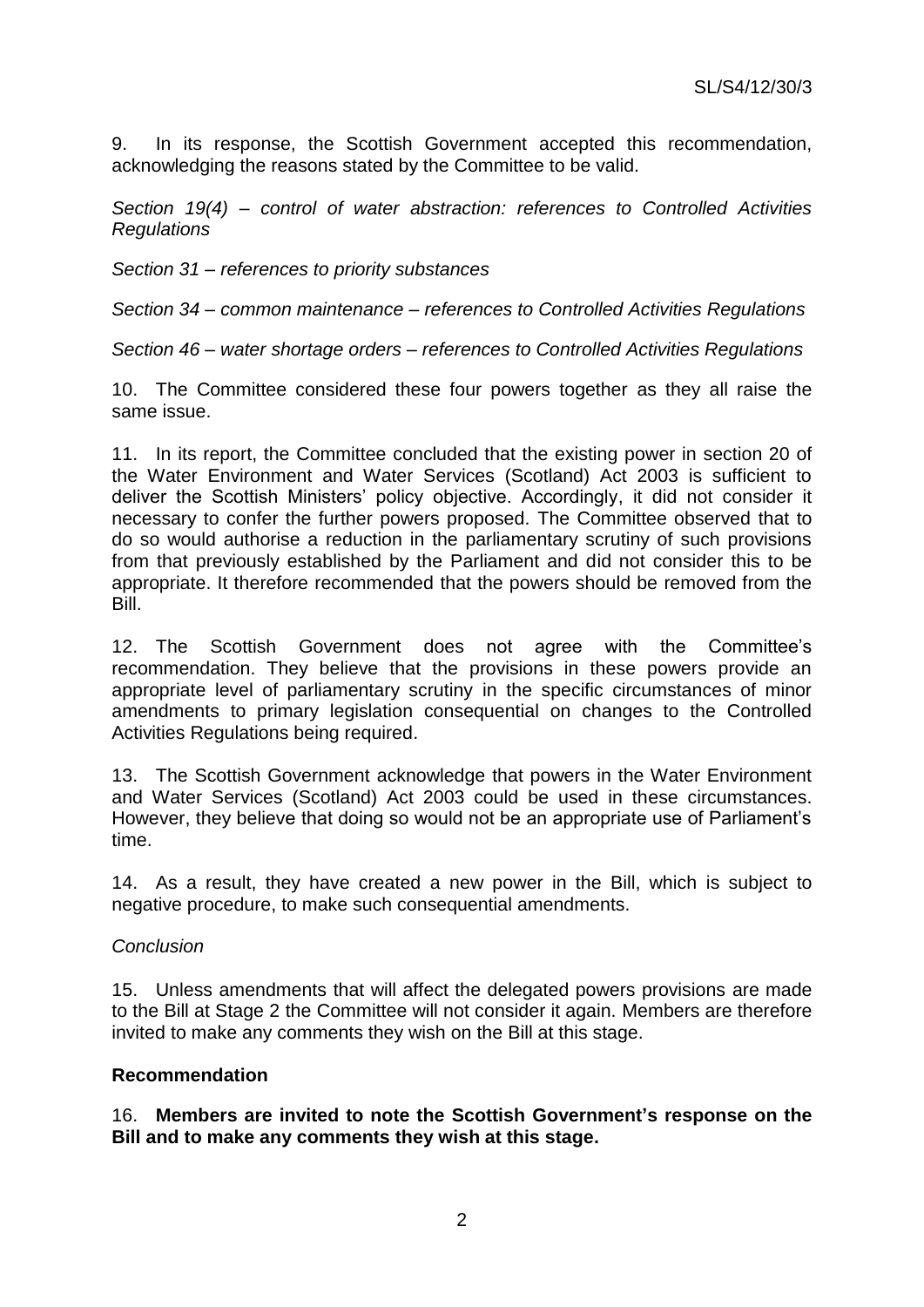9. In its response, the Scottish Government accepted this recommendation, acknowledging the reasons stated by the Committee to be valid.

*Section 19(4) – control of water abstraction: references to Controlled Activities Regulations*

*Section 31 – references to priority substances*

*Section 34 – common maintenance – references to Controlled Activities Regulations*

*Section 46 – water shortage orders – references to Controlled Activities Regulations*

10. The Committee considered these four powers together as they all raise the same issue.

11. In its report, the Committee concluded that the existing power in section 20 of the Water Environment and Water Services (Scotland) Act 2003 is sufficient to deliver the Scottish Ministers' policy objective. Accordingly, it did not consider it necessary to confer the further powers proposed. The Committee observed that to do so would authorise a reduction in the parliamentary scrutiny of such provisions from that previously established by the Parliament and did not consider this to be appropriate. It therefore recommended that the powers should be removed from the Bill.

12. The Scottish Government does not agree with the Committee's recommendation. They believe that the provisions in these powers provide an appropriate level of parliamentary scrutiny in the specific circumstances of minor amendments to primary legislation consequential on changes to the Controlled Activities Regulations being required.

13. The Scottish Government acknowledge that powers in the Water Environment and Water Services (Scotland) Act 2003 could be used in these circumstances. However, they believe that doing so would not be an appropriate use of Parliament's time.

14. As a result, they have created a new power in the Bill, which is subject to negative procedure, to make such consequential amendments.

*Conclusion*

15. Unless amendments that will affect the delegated powers provisions are made to the Bill at Stage 2 the Committee will not consider it again. Members are therefore invited to make any comments they wish on the Bill at this stage.

**Recommendation**

16. **Members are invited to note the Scottish Government's response on the Bill and to make any comments they wish at this stage.**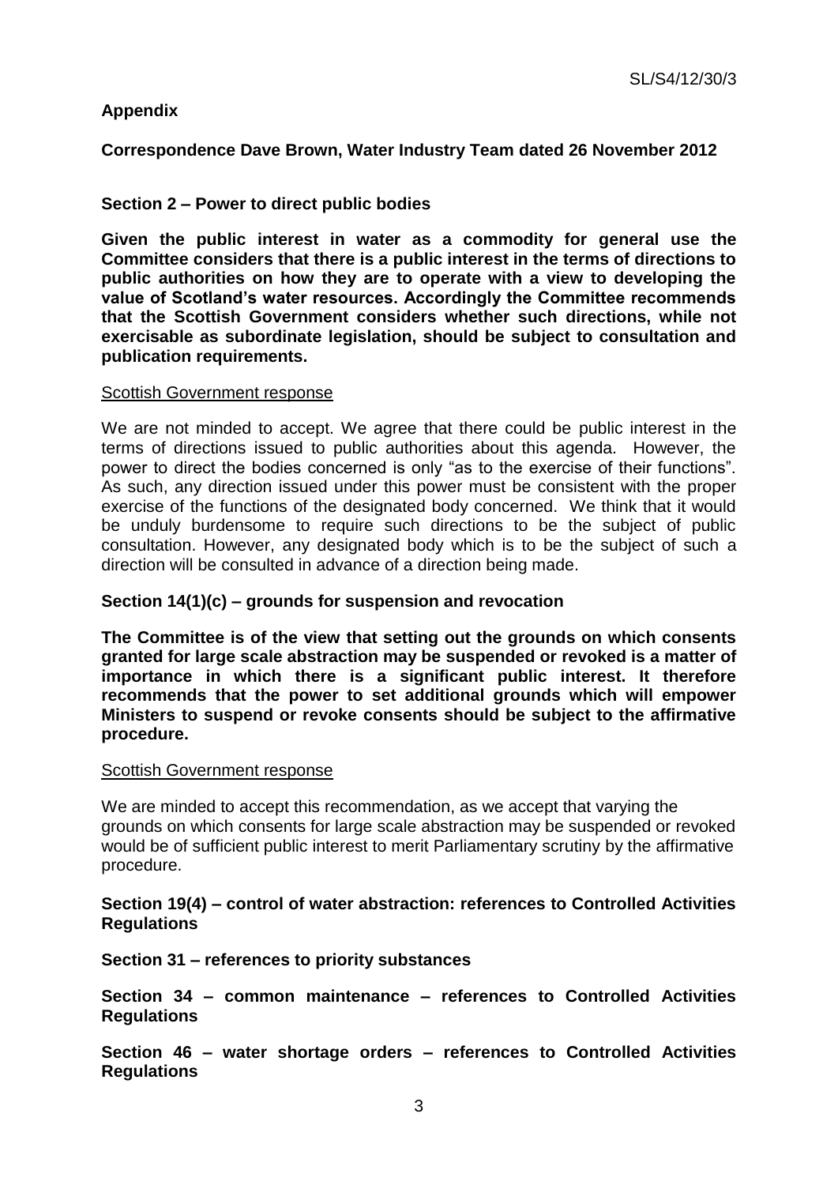## Appendix

### Correspondence Dave Brown, Water Industry Team dated 26 November 2012

### Section 2 – Power to direct public bodies

**Given the public interest in water as a commodity for general use the Committee considers that there is a public interest in the terms of directions to public authorities on how they are to operate with a view to developing the value of Scotland's water resources. Accordingly the Committee recommends that the Scottish Government considers whether such directions, while not exercisable as subordinate legislation, should be subject to consultation and publication requirements.**

Scottish Government response

We are not minded to accept. We agree that there could be public interest in the terms of directions issued to public authorities about this agenda. However, the power to direct the bodies concerned is only "as to the exercise of their functions". As such, any direction issued under this power must be consistent with the proper exercise of the functions of the designated body concerned. We think that it would be unduly burdensome to require such directions to be the subject of public consultation. However, any designated body which is to be the subject of such a direction will be consulted in advance of a direction being made.

### Section 14(1)(c) – grounds for suspension and revocation

**The Committee is of the view that setting out the grounds on which consents granted for large scale abstraction may be suspended or revoked is a matter of importance in which there is a significant public interest. It therefore recommends that the power to set additional grounds which will empower Ministers to suspend or revoke consents should be subject to the affirmative procedure.**

Scottish Government response

We are minded to accept this recommendation, as we accept that varying the grounds on which consents for large scale abstraction may be suspended or revoked would be of sufficient public interest to merit Parliamentary scrutiny by the affirmative procedure.

### Section 19(4) – control of water abstraction: references to Controlled Activities Regulations

### Section 31 – references to priority substances

### Section 34 – common maintenance – references to Controlled Activities Regulations

### Section 46 – water shortage orders – references to Controlled Activities Regulations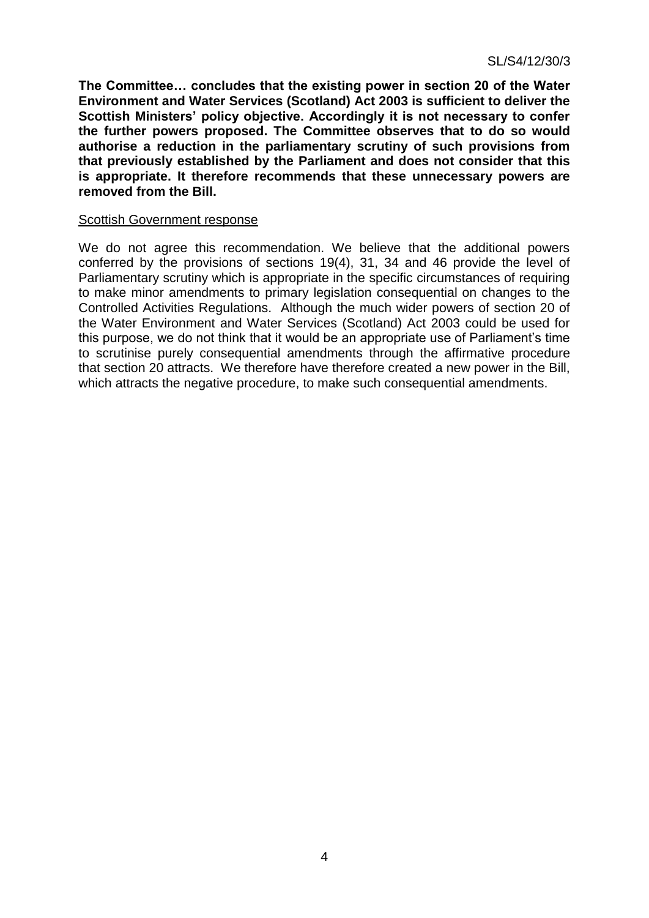**The Committee… concludes that the existing power in section 20 of the Water Environment and Water Services (Scotland) Act 2003 is sufficient to deliver the Scottish Ministers' policy objective. Accordingly it is not necessary to confer the further powers proposed. The Committee observes that to do so would authorise a reduction in the parliamentary scrutiny of such provisions from that previously established by the Parliament and does not consider that this is appropriate. It therefore recommends that these unnecessary powers are removed from the Bill.**

<u>Scottish Government response</u>

We do not agree this recommendation. We believe that the additional powers conferred by the provisions of sections 19(4), 31, 34 and 46 provide the level of Parliamentary scrutiny which is appropriate in the specific circumstances of requiring to make minor amendments to primary legislation consequential on changes to the Controlled Activities Regulations. Although the much wider powers of section 20 of the Water Environment and Water Services (Scotland) Act 2003 could be used for this purpose, we do not think that it would be an appropriate use of Parliament's time to scrutinise purely consequential amendments through the affirmative procedure that section 20 attracts. We therefore have therefore created a new power in the Bill, which attracts the negative procedure, to make such consequential amendments.